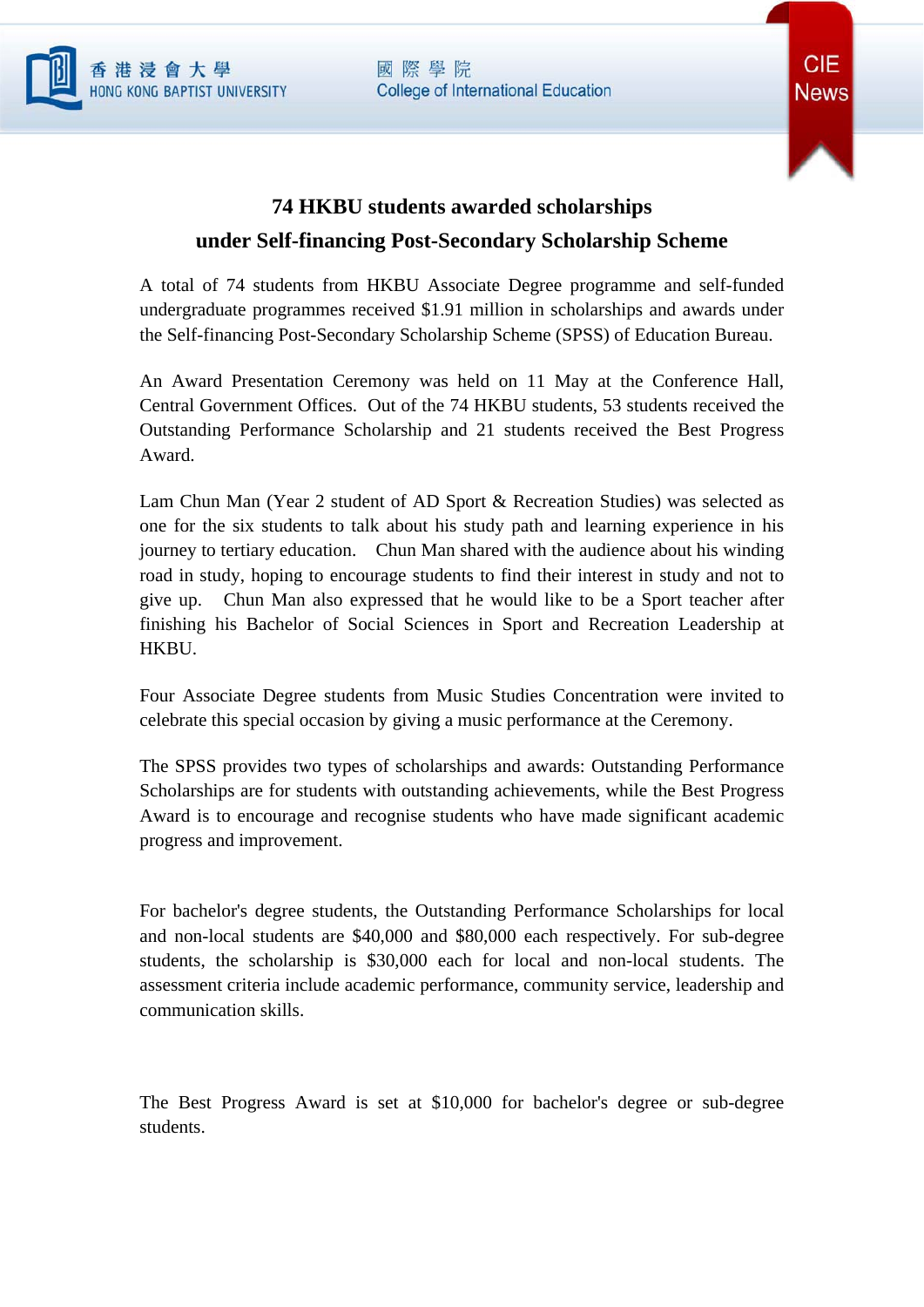# 74 HKBU students awarded scholarships under Self-financing Post-Secondary Scholarship Scheme

A total of 74 students from HKBU Associate Degree programme and self-funded undergraduate programmes received $1.91 million in scholarships and awards under the Self-financing Post-Secondary Scholarship Scheme (SPSS) of Education Bureau.

An Award Presentation Ceremony was held on 11 May at the Conference Hall, Central Government Offices. Out of the 74 HKBU students, 53 students received the Outstanding Performance Scholarship and 21 students received the Best Progress Award.

Lam Chun Man (Year 2 student of AD Sport & Recreation Studies) was selected as one for the six students to talk about his study path and learning experience in his journey to tertiary education. Chun Man shared with the audience about his winding road in study, hoping to encourage students to find their interest in study and not to give up. Chun Man also expressed that he would like to be a Sport teacher after finishing his Bachelor of Social Sciences in Sport and Recreation Leadership at HKBU.

Four Associate Degree students from Music Studies Concentration were invited to celebrate this special occasion by giving a music performance at the Ceremony.

The SPSS provides two types of scholarships and awards: Outstanding Performance Scholarships are for students with outstanding achievements, while the Best Progress Award is to encourage and recognise students who have made significant academic progress and improvement.

For bachelor's degree students, the Outstanding Performance Scholarships for local and non-local students are $40,000 and $80,000 each respectively. For sub-degree students, the scholarship is $30,000 each for local and non-local students. The assessment criteria include academic performance, community service, leadership and communication skills.

The Best Progress Award is set at $10,000 for bachelor's degree or sub-degree students.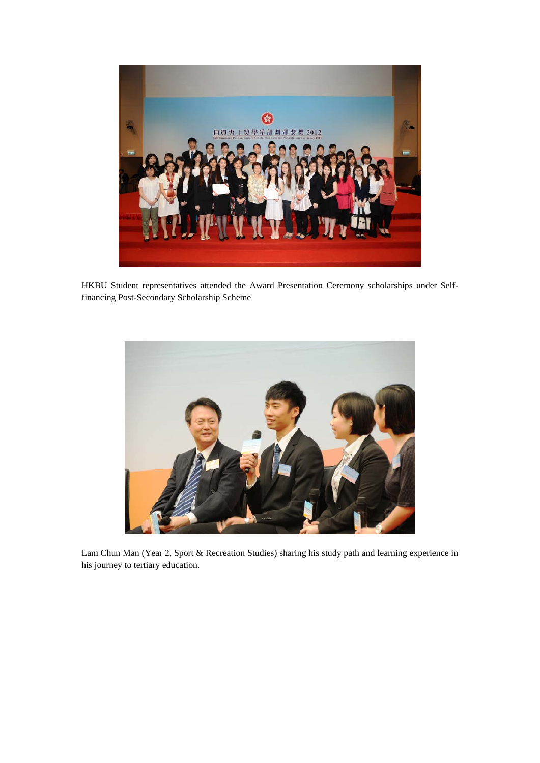HKBU Student representatives attended the Award Presentation Ceremony scholarships under Self-financing Post-Secondary Scholarship Scheme

Lam Chun Man (Year 2, Sport & Recreation Studies) sharing his study path and learning experience in his journey to tertiary education.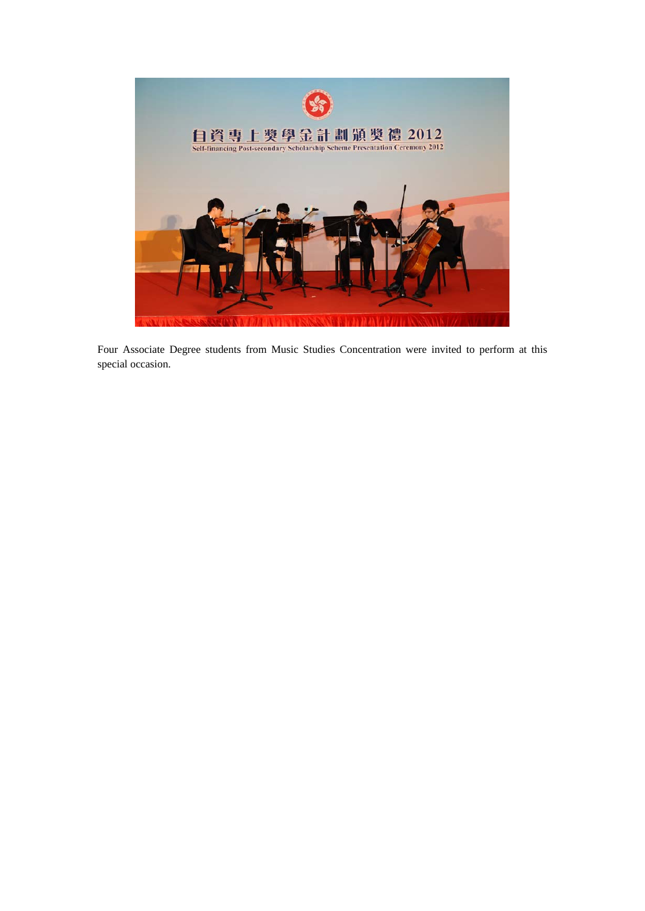Four Associate Degree students from Music Studies Concentration were invited to perform at this special occasion.